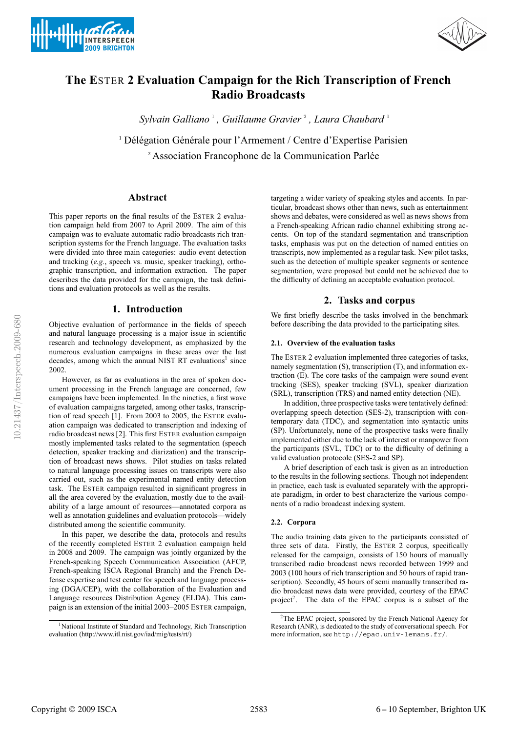# The ESTER 2 Evaluation Campaign for the Rich Transcription of French Radio Broadcasts

*Sylvain Galliano* [1], *Guillaume Gravier* [2], *Laura Chaubard* [1]

[1] Délégation Générale pour l'Armement / Centre d'Expertise Parisien

[2] Association Francophone de la Communication Parlée

## Abstract

This paper reports on the final results of the ESTER 2 evaluation campaign held from 2007 to April 2009. The aim of this campaign was to evaluate automatic radio broadcasts rich transcription systems for the French language. The evaluation tasks were divided into three main categories: audio event detection and tracking (*e.g.*, speech vs. music, speaker tracking), orthographic transcription, and information extraction. The paper describes the data provided for the campaign, the task definitions and evaluation protocols as well as the results.

## 1. Introduction

Objective evaluation of performance in the fields of speech and natural language processing is a major issue in scientific research and technology development, as emphasized by the numerous evaluation campaigns in these areas over the last decades, among which the annual NIST RT evaluations[1] since 2002.

However, as far as evaluations in the area of spoken document processing in the French language are concerned, few campaigns have been implemented. In the nineties, a first wave of evaluation campaigns targeted, among other tasks, transcription of read speech [1]. From 2003 to 2005, the ESTER evaluation campaign was dedicated to transcription and indexing of radio broadcast news [2]. This first ESTER evaluation campaign mostly implemented tasks related to the segmentation (speech detection, speaker tracking and diarization) and the transcription of broadcast news shows. Pilot studies on tasks related to natural language processing issues on transcripts were also carried out, such as the experimental named entity detection task. The ESTER campaign resulted in significant progress in all the area covered by the evaluation, mostly due to the availability of a large amount of resources—annotated corpora as well as annotation guidelines and evaluation protocols—widely distributed among the scientific community.

In this paper, we describe the data, protocols and results of the recently completed ESTER 2 evaluation campaign held in 2008 and 2009. The campaign was jointly organized by the French-speaking Speech Communication Association (AFCP, French-speaking ISCA Regional Branch) and the French Defense expertise and test center for speech and language processing (DGA/CEP), with the collaboration of the Evaluation and Language resources Distribution Agency (ELDA). This campaign is an extension of the initial 2003–2005 ESTER campaign, targeting a wider variety of speaking styles and accents. In particular, broadcast shows other than news, such as entertainment shows and debates, were considered as well as news shows from a French-speaking African radio channel exhibiting strong accents. On top of the standard segmentation and transcription tasks, emphasis was put on the detection of named entities on transcripts, now implemented as a regular task. New pilot tasks, such as the detection of multiple speaker segments or sentence segmentation, were proposed but could not be achieved due to the difficulty of defining an acceptable evaluation protocol.

## 2. Tasks and corpus

We first briefly describe the tasks involved in the benchmark before describing the data provided to the participating sites.

### 2.1. Overview of the evaluation tasks

The ESTER 2 evaluation implemented three categories of tasks, namely segmentation (S), transcription (T), and information extraction (E). The core tasks of the campaign were sound event tracking (SES), speaker tracking (SVL), speaker diarization (SRL), transcription (TRS) and named entity detection (NE).

In addition, three prospective tasks were tentatively defined: overlapping speech detection (SES-2), transcription with contemporary data (TDC), and segmentation into syntactic units (SP). Unfortunately, none of the prospective tasks were finally implemented either due to the lack of interest or manpower from the participants (SVL, TDC) or to the difficulty of defining a valid evaluation protocole (SES-2 and SP).

A brief description of each task is given as an introduction to the results in the following sections. Though not independent in practice, each task is evaluated separately with the appropriate paradigm, in order to best characterize the various components of a radio broadcast indexing system.

### 2.2. Corpora

The audio training data given to the participants consisted of three sets of data. Firstly, the ESTER 2 corpus, specifically released for the campaign, consists of 150 hours of manually transcribed radio broadcast news recorded between 1999 and 2003 (100 hours of rich transcription and 50 hours of rapid transcription). Secondly, 45 hours of semi manually transcribed radio broadcast news data were provided, courtesy of the EPAC project[2]. The data of the EPAC corpus is a subset of the

[1] National Institute of Standard and Technology, Rich Transcription evaluation (http://www.itl.nist.gov/iad/mig/tests/rt/)

[2] The EPAC project, sponsored by the French National Agency for Research (ANR), is dedicated to the study of conversational speech. For more information, see http://epac.univ-lemans.fr/.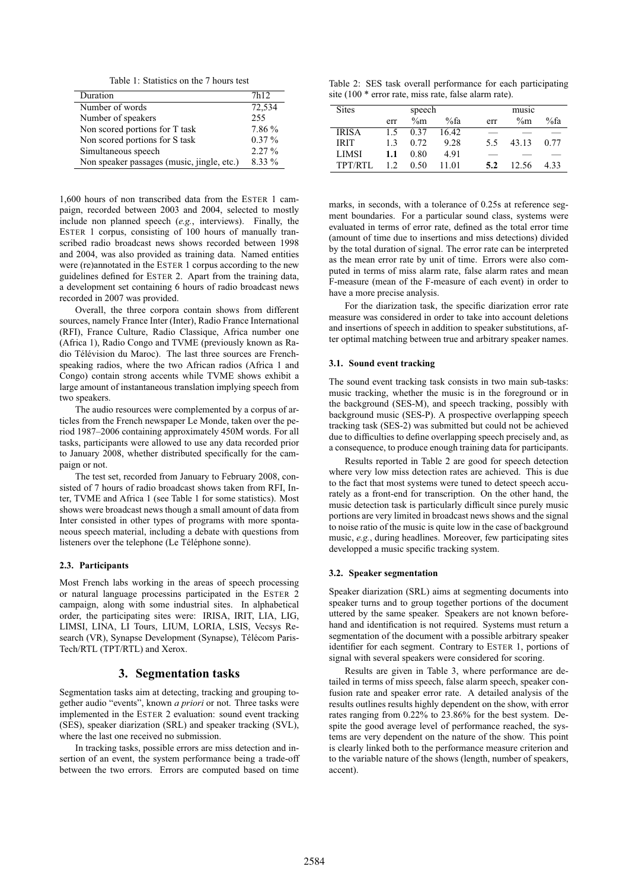Table 1: Statistics on the 7 hours test

| Duration | 7h12 |
|---|---|
| Number of words | 72,534 |
| Number of speakers | 255 |
| Non scored portions for T task | 7.86 % |
| Non scored portions for S task | 0.37 % |
| Simultaneous speech | 2.27 % |
| Non speaker passages (music, jingle, etc.) | 8.33 % |

1,600 hours of non transcribed data from the ESTER 1 campaign, recorded between 2003 and 2004, selected to mostly include non planned speech (*e.g.*, interviews). Finally, the ESTER 1 corpus, consisting of 100 hours of manually transcribed radio broadcast news shows recorded between 1998 and 2004, was also provided as training data. Named entities were (re)annotated in the ESTER 1 corpus according to the new guidelines defined for ESTER 2. Apart from the training data, a development set containing 6 hours of radio broadcast news recorded in 2007 was provided.

Overall, the three corpora contain shows from different sources, namely France Inter (Inter), Radio France International (RFI), France Culture, Radio Classique, Africa number one (Africa 1), Radio Congo and TVME (previously known as Radio Télévision du Maroc). The last three sources are French-speaking radios, where the two African radios (Africa 1 and Congo) contain strong accents while TVME shows exhibit a large amount of instantaneous translation implying speech from two speakers.

The audio resources were complemented by a corpus of articles from the French newspaper Le Monde, taken over the period 1987–2006 containing approximately 450M words. For all tasks, participants were allowed to use any data recorded prior to January 2008, whether distributed specifically for the campaign or not.

The test set, recorded from January to February 2008, consisted of 7 hours of radio broadcast shows taken from RFI, Inter, TVME and Africa 1 (see Table 1 for some statistics). Most shows were broadcast news though a small amount of data from Inter consisted in other types of programs with more spontaneous speech material, including a debate with questions from listeners over the telephone (Le Téléphone sonne).

### 2.3. Participants

Most French labs working in the areas of speech processing or natural language processins participated in the ESTER 2 campaign, along with some industrial sites. In alphabetical order, the participating sites were: IRISA, IRIT, LIA, LIG, LIMSI, LINA, LI Tours, LIUM, LORIA, LSIS, Vecsys Research (VR), Synapse Development (Synapse), Télécom Paris-Tech/RTL (TPT/RTL) and Xerox.

## 3. Segmentation tasks

Segmentation tasks aim at detecting, tracking and grouping together audio "events", known *a priori* or not. Three tasks were implemented in the ESTER 2 evaluation: sound event tracking (SES), speaker diarization (SRL) and speaker tracking (SVL), where the last one received no submission.

In tracking tasks, possible errors are miss detection and insertion of an event, the system performance being a trade-off between the two errors. Errors are computed based on time marks, in seconds, with a tolerance of 0.25s at reference segment boundaries. For a particular sound class, systems were evaluated in terms of error rate, defined as the total error time (amount of time due to insertions and miss detections) divided by the total duration of signal. The error rate can be interpreted as the mean error rate by unit of time. Errors were also computed in terms of miss alarm rate, false alarm rates and mean F-measure (mean of the F-measure of each event) in order to have a more precise analysis.

For the diarization task, the specific diarization error rate measure was considered in order to take into account deletions and insertions of speech in addition to speaker substitutions, after optimal matching between true and arbitrary speaker names.

Table 2: SES task overall performance for each participating site (100 * error rate, miss rate, false alarm rate).

| Sites | speech | | | music | | |
|---|---|---|---|---|---|---|
| | err | %m | %fa | err | %m | %fa |
| IRISA | 1.5 | 0.37 | 16.42 | — | — | — |
| IRIT | 1.3 | 0.72 | 9.28 | 5.5 | 43.13 | 0.77 |
| LIMSI | **1.1** | 0.80 | 4.91 | — | — | — |
| TPT/RTL | 1.2 | 0.50 | 11.01 | **5.2** | 12.56 | 4.33 |

### 3.1. Sound event tracking

The sound event tracking task consists in two main sub-tasks: music tracking, whether the music is in the foreground or in the background (SES-M), and speech tracking, possibly with background music (SES-P). A prospective overlapping speech tracking task (SES-2) was submitted but could not be achieved due to difficulties to define overlapping speech precisely and, as a consequence, to produce enough training data for participants.

Results reported in Table 2 are good for speech detection where very low miss detection rates are achieved. This is due to the fact that most systems were tuned to detect speech accurately as a front-end for transcription. On the other hand, the music detection task is particularly difficult since purely music portions are very limited in broadcast news shows and the signal to noise ratio of the music is quite low in the case of background music, *e.g.*, during headlines. Moreover, few participating sites developped a music specific tracking system.

### 3.2. Speaker segmentation

Speaker diarization (SRL) aims at segmenting documents into speaker turns and to group together portions of the document uttered by the same speaker. Speakers are not known beforehand and identification is not required. Systems must return a segmentation of the document with a possible arbitrary speaker identifier for each segment. Contrary to ESTER 1, portions of signal with several speakers were considered for scoring.

Results are given in Table 3, where performance are detailed in terms of miss speech, false alarm speech, speaker confusion rate and speaker error rate. A detailed analysis of the results outlines results highly dependent on the show, with error rates ranging from 0.22% to 23.86% for the best system. Despite the good average level of performance reached, the systems are very dependent on the nature of the show. This point is clearly linked both to the performance measure criterion and to the variable nature of the shows (length, number of speakers, accent).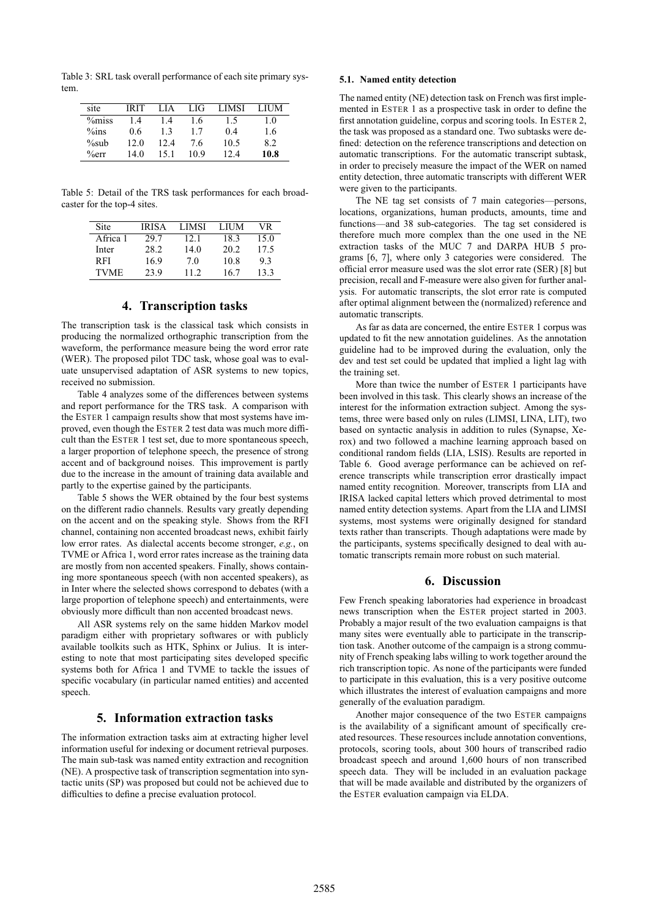Table 3: SRL task overall performance of each site primary system.

| site | IRIT | LIA | LIG | LIMSI | LIUM |
|---|---|---|---|---|---|
| %miss | 1.4 | 1.4 | 1.6 | 1.5 | 1.0 |
| %ins | 0.6 | 1.3 | 1.7 | 0.4 | 1.6 |
| %sub | 12.0 | 12.4 | 7.6 | 10.5 | 8.2 |
| %err | 14.0 | 15.1 | 10.9 | 12.4 | **10.8** |

Table 5: Detail of the TRS task performances for each broadcaster for the top-4 sites.

| Site | IRISA | LIMSI | LIUM | VR |
|---|---|---|---|---|
| Africa 1 | 29.7 | 12.1 | 18.3 | 15.0 |
| Inter | 28.2 | 14.0 | 20.2 | 17.5 |
| RFI | 16.9 | 7.0 | 10.8 | 9.3 |
| TVME | 23.9 | 11.2 | 16.7 | 13.3 |

## 4. Transcription tasks

The transcription task is the classical task which consists in producing the normalized orthographic transcription from the waveform, the performance measure being the word error rate (WER). The proposed pilot TDC task, whose goal was to evaluate unsupervised adaptation of ASR systems to new topics, received no submission.

Table 4 analyzes some of the differences between systems and report performance for the TRS task. A comparison with the ESTER 1 campaign results show that most systems have improved, even though the ESTER 2 test data was much more difficult than the ESTER 1 test set, due to more spontaneous speech, a larger proportion of telephone speech, the presence of strong accent and of background noises. This improvement is partly due to the increase in the amount of training data available and partly to the expertise gained by the participants.

Table 5 shows the WER obtained by the four best systems on the different radio channels. Results vary greatly depending on the accent and on the speaking style. Shows from the RFI channel, containing non accented broadcast news, exhibit fairly low error rates. As dialectal accents become stronger, *e.g.*, on TVME or Africa 1, word error rates increase as the training data are mostly from non accented speakers. Finally, shows containing more spontaneous speech (with non accented speakers), as in Inter where the selected shows correspond to debates (with a large proportion of telephone speech) and entertainments, were obviously more difficult than non accented broadcast news.

All ASR systems rely on the same hidden Markov model paradigm either with proprietary softwares or with publicly available toolkits such as HTK, Sphinx or Julius. It is interesting to note that most participating sites developed specific systems both for Africa 1 and TVME to tackle the issues of specific vocabulary (in particular named entities) and accented speech.

## 5. Information extraction tasks

The information extraction tasks aim at extracting higher level information useful for indexing or document retrieval purposes. The main sub-task was named entity extraction and recognition (NE). A prospective task of transcription segmentation into syntactic units (SP) was proposed but could not be achieved due to difficulties to define a precise evaluation protocol.

### 5.1. Named entity detection

The named entity (NE) detection task on French was first implemented in ESTER 1 as a prospective task in order to define the first annotation guideline, corpus and scoring tools. In ESTER 2, the task was proposed as a standard one. Two subtasks were defined: detection on the reference transcriptions and detection on automatic transcriptions. For the automatic transcript subtask, in order to precisely measure the impact of the WER on named entity detection, three automatic transcripts with different WER were given to the participants.

The NE tag set consists of 7 main categories—persons, locations, organizations, human products, amounts, time and functions—and 38 sub-categories. The tag set considered is therefore much more complex than the one used in the NE extraction tasks of the MUC 7 and DARPA HUB 5 programs [6, 7], where only 3 categories were considered. The official error measure used was the slot error rate (SER) [8] but precision, recall and F-measure were also given for further analysis. For automatic transcripts, the slot error rate is computed after optimal alignment between the (normalized) reference and automatic transcripts.

As far as data are concerned, the entire ESTER 1 corpus was updated to fit the new annotation guidelines. As the annotation guideline had to be improved during the evaluation, only the dev and test set could be updated that implied a light lag with the training set.

More than twice the number of ESTER 1 participants have been involved in this task. This clearly shows an increase of the interest for the information extraction subject. Among the systems, three were based only on rules (LIMSI, LINA, LIT), two based on syntactic analysis in addition to rules (Synapse, Xerox) and two followed a machine learning approach based on conditional random fields (LIA, LSIS). Results are reported in Table 6. Good average performance can be achieved on reference transcripts while transcription error drastically impact named entity recognition. Moreover, transcripts from LIA and IRISA lacked capital letters which proved detrimental to most named entity detection systems. Apart from the LIA and LIMSI systems, most systems were originally designed for standard texts rather than transcripts. Though adaptations were made by the participants, systems specifically designed to deal with automatic transcripts remain more robust on such material.

## 6. Discussion

Few French speaking laboratories had experience in broadcast news transcription when the ESTER project started in 2003. Probably a major result of the two evaluation campaigns is that many sites were eventually able to participate in the transcription task. Another outcome of the campaign is a strong community of French speaking labs willing to work together around the rich transcription topic. As none of the participants were funded to participate in this evaluation, this is a very positive outcome which illustrates the interest of evaluation campaigns and more generally of the evaluation paradigm.

Another major consequence of the two ESTER campaigns is the availability of a significant amount of specifically created resources. These resources include annotation conventions, protocols, scoring tools, about 300 hours of transcribed radio broadcast speech and around 1,600 hours of non transcribed speech data. They will be included in an evaluation package that will be made available and distributed by the organizers of the ESTER evaluation campaign via ELDA.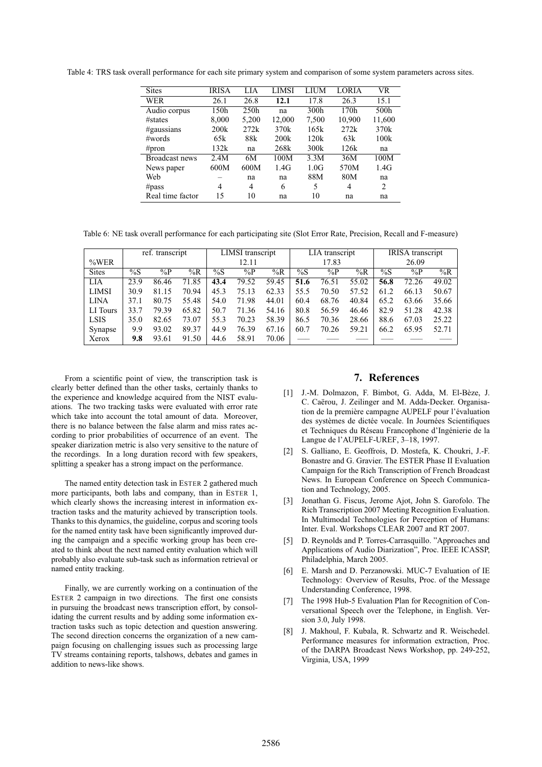Table 4: TRS task overall performance for each site primary system and comparison of some system parameters across sites.

| Sites | IRISA | LIA | LIMSI | LIUM | LORIA | VR |
|---|---|---|---|---|---|---|
| WER | 26.1 | 26.8 | **12.1** | 17.8 | 26.3 | 15.1 |
| Audio corpus | 150h | 250h | na | 300h | 170h | 500h |
| #states | 8,000 | 5,200 | 12,000 | 7,500 | 10,900 | 11,600 |
| #gaussians | 200k | 272k | 370k | 165k | 272k | 370k |
| #words | 65k | 88k | 200k | 120k | 63k | 100k |
| #pron | 132k | na | 268k | 300k | 126k | na |
| Broadcast news | 2.4M | 6M | 100M | 3.3M | 36M | 100M |
| News paper | 600M | 600M | 1.4G | 1.0G | 570M | 1.4G |
| Web | – | na | na | 88M | 80M | na |
| #pass | 4 | 4 | 6 | 5 | 4 | 2 |
| Real time factor | 15 | 10 | na | 10 | na | na |

Table 6: NE task overall performance for each participating site (Slot Error Rate, Precision, Recall and F-measure)

| | ref. transcript | | | LIMSI transcript | | | LIA transcript | | | IRISA transcript | | |
|---|---|---|---|---|---|---|---|---|---|---|---|---|
| %WER | | | | 12.11 | | | 17.83 | | | 26.09 | | |
| Sites | %S | %P | %R | %S | %P | %R | %S | %P | %R | %S | %P | %R |
| LIA | 23.9 | 86.46 | 71.85 | **43.4** | 79.52 | 59.45 | **51.6** | 76.51 | 55.02 | **56.8** | 72.26 | 49.02 |
| LIMSI | 30.9 | 81.15 | 70.94 | 45.3 | 75.13 | 62.33 | 55.5 | 70.50 | 57.52 | 61.2 | 66.13 | 50.67 |
| LINA | 37.1 | 80.75 | 55.48 | 54.0 | 71.98 | 44.01 | 60.4 | 68.76 | 40.84 | 65.2 | 63.66 | 35.66 |
| LI Tours | 33.7 | 79.39 | 65.82 | 50.7 | 71.36 | 54.16 | 80.8 | 56.59 | 46.46 | 82.9 | 51.28 | 42.38 |
| LSIS | 35.0 | 82.65 | 73.07 | 55.3 | 70.23 | 58.39 | 86.5 | 70.36 | 28.66 | 88.6 | 67.03 | 25.22 |
| Synapse | 9.9 | 93.02 | 89.37 | 44.9 | 76.39 | 67.16 | 60.7 | 70.26 | 59.21 | 66.2 | 65.95 | 52.71 |
| Xerox | **9.8** | 93.61 | 91.50 | 44.6 | 58.91 | 70.06 | —— | —— | —— | —— | —— | —— |

From a scientific point of view, the transcription task is clearly better defined than the other tasks, certainly thanks to the experience and knowledge acquired from the NIST evaluations. The two tracking tasks were evaluated with error rate which take into account the total amount of data. Moreover, there is no balance between the false alarm and miss rates according to prior probabilities of occurrence of an event. The speaker diarization metric is also very sensitive to the nature of the recordings. In a long duration record with few speakers, splitting a speaker has a strong impact on the performance.

The named entity detection task in ESTER 2 gathered much more participants, both labs and company, than in ESTER 1, which clearly shows the increasing interest in information extraction tasks and the maturity achieved by transcription tools. Thanks to this dynamics, the guideline, corpus and scoring tools for the named entity task have been significantly improved during the campaign and a specific working group has been created to think about the next named entity evaluation which will probably also evaluate sub-task such as information retrieval or named entity tracking.

Finally, we are currently working on a continuation of the ESTER 2 campaign in two directions. The first one consists in pursuing the broadcast news transcription effort, by consolidating the current results and by adding some information extraction tasks such as topic detection and question answering. The second direction concerns the organization of a new campaign focusing on challenging issues such as processing large TV streams containing reports, talshows, debates and games in addition to news-like shows.

## 7. References

[1] J.-M. Dolmazon, F. Bimbot, G. Adda, M. El-Bèze, J. C. Caërou, J. Zeilinger and M. Adda-Decker. Organisation de la première campagne AUPELF pour l'évaluation des systèmes de dictée vocale. In Journées Scientifiques et Techniques du Réseau Francophone d'Ingénierie de la Langue de l'AUPELF-UREF, 3–18, 1997.

[2] S. Galliano, E. Geoffrois, D. Mostefa, K. Choukri, J.-F. Bonastre and G. Gravier. The ESTER Phase II Evaluation Campaign for the Rich Transcription of French Broadcast News. In European Conference on Speech Communication and Technology, 2005.

[3] Jonathan G. Fiscus, Jerome Ajot, John S. Garofolo. The Rich Transcription 2007 Meeting Recognition Evaluation. In Multimodal Technologies for Perception of Humans: Inter. Eval. Workshops CLEAR 2007 and RT 2007.

[5] D. Reynolds and P. Torres-Carrasquillo. "Approaches and Applications of Audio Diarization", Proc. IEEE ICASSP, Philadelphia, March 2005.

[6] E. Marsh and D. Perzanowski. MUC-7 Evaluation of IE Technology: Overview of Results, Proc. of the Message Understanding Conference, 1998.

[7] The 1998 Hub-5 Evaluation Plan for Recognition of Conversational Speech over the Telephone, in English. Version 3.0, July 1998.

[8] J. Makhoul, F. Kubala, R. Schwartz and R. Weischedel. Performance measures for information extraction, Proc. of the DARPA Broadcast News Workshop, pp. 249-252, Virginia, USA, 1999